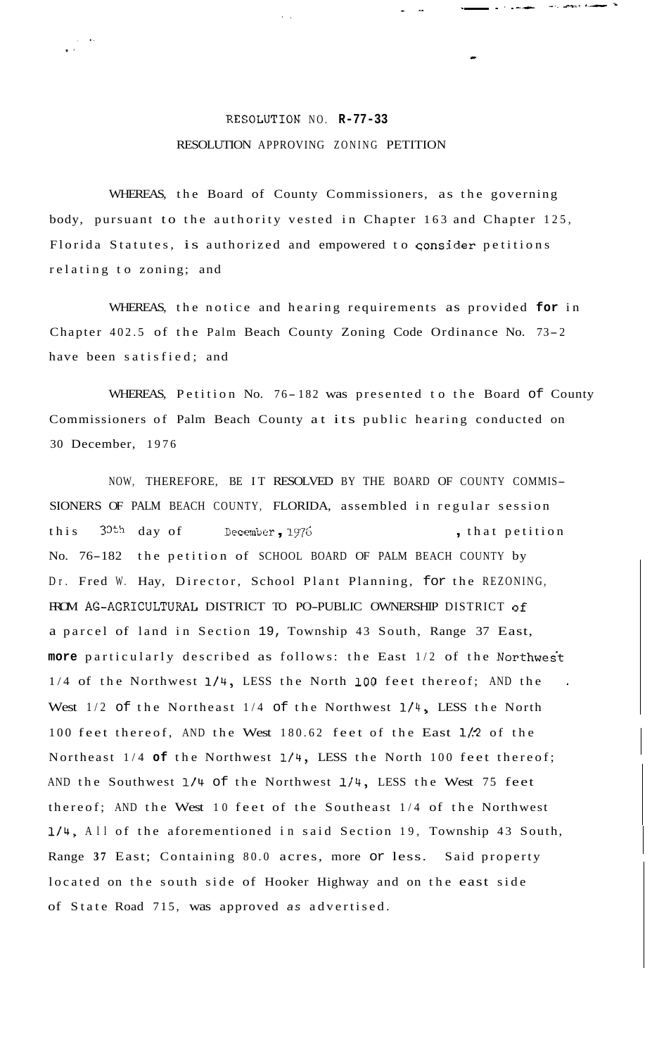# RESOLUTION NO. R-77-33

## RESOLUTION APPROVING ZONING PETITION

WHEREAS, the Board of County Commissioners, as the governing body, pursuant to the authority vested in Chapter 163 and Chapter 125, Florida Statutes, is authorized and empowered to consider petitions relating to zoning; and

WHEREAS, the notice and hearing requirements as provided for in Chapter 402.5 of the Palm Beach County Zoning Code Ordinance No. 73-2 have been satisfied; and

WHEREAS, Petition No. 76-182 was presented to the Board of County Commissioners of Palm Beach County at its public hearing conducted on 30 December, 1976

NOW, THEREFORE, BE IT RESOLVED BY THE BOARD OF COUNTY COMMISSIONERS OF PALM BEACH COUNTY, FLORIDA, assembled in regular session this 30th day of December, 1976, that petition No. 76-182 the petition of SCHOOL BOARD OF PALM BEACH COUNTY by Dr. Fred W. Hay, Director, School Plant Planning, for the REZONING, FROM AG-AGRICULTURAL DISTRICT TO PO-PUBLIC OWNERSHIP DISTRICT of a parcel of land in Section 19, Township 43 South, Range 37 East, more particularly described as follows: the East 1/2 of the Northwest 1/4 of the Northwest 1/4, LESS the North 100 feet thereof; AND the West 1/2 of the Northeast 1/4 of the Northwest 1/4, LESS the North 100 feet thereof, AND the West 180.62 feet of the East 1/2 of the Northeast 1/4 of the Northwest 1/4, LESS the North 100 feet thereof; AND the Southwest 1/4 of the Northwest 1/4, LESS the West 75 feet thereof; AND the West 10 feet of the Southeast 1/4 of the Northwest 1/4, All of the aforementioned in said Section 19, Township 43 South, Range 37 East; Containing 80.0 acres, more or less. Said property located on the south side of Hooker Highway and on the east side of State Road 715, was approved as advertised.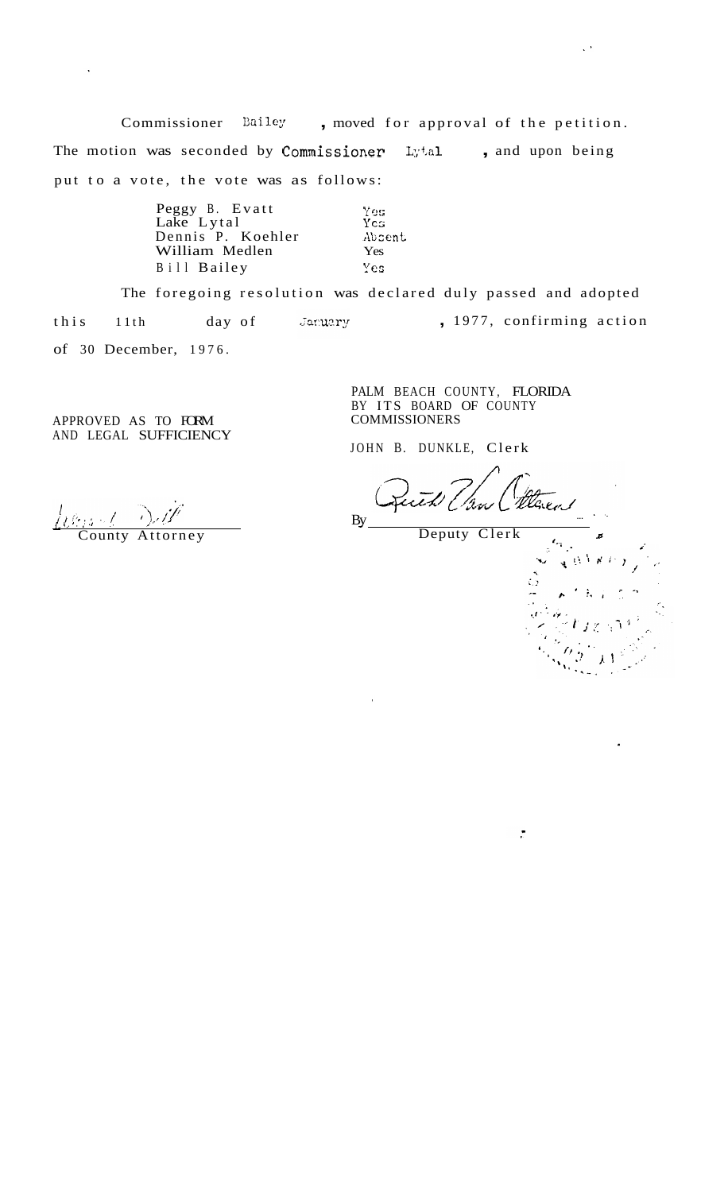Commissioner Bailey , moved for approval of the petition. The motion was seconded by Commissioner Lytal , and upon being put to a vote, the vote was as follows:

| | |
|---|---|
| Peggy B. Evatt | Yes |
| Lake Lytal | Yes |
| Dennis P. Koehler | Absent |
| William Medlen | Yes |
| Bill Bailey | Yes |

The foregoing resolution was declared duly passed and adopted this 11th day of January , 1977, confirming action of 30 December, 1976.

APPROVED AS TO FORM
AND LEGAL SUFFICIENCY

County Attorney

PALM BEACH COUNTY, FLORIDA
BY ITS BOARD OF COUNTY
COMMISSIONERS

JOHN B. DUNKLE, Clerk

By
Deputy Clerk